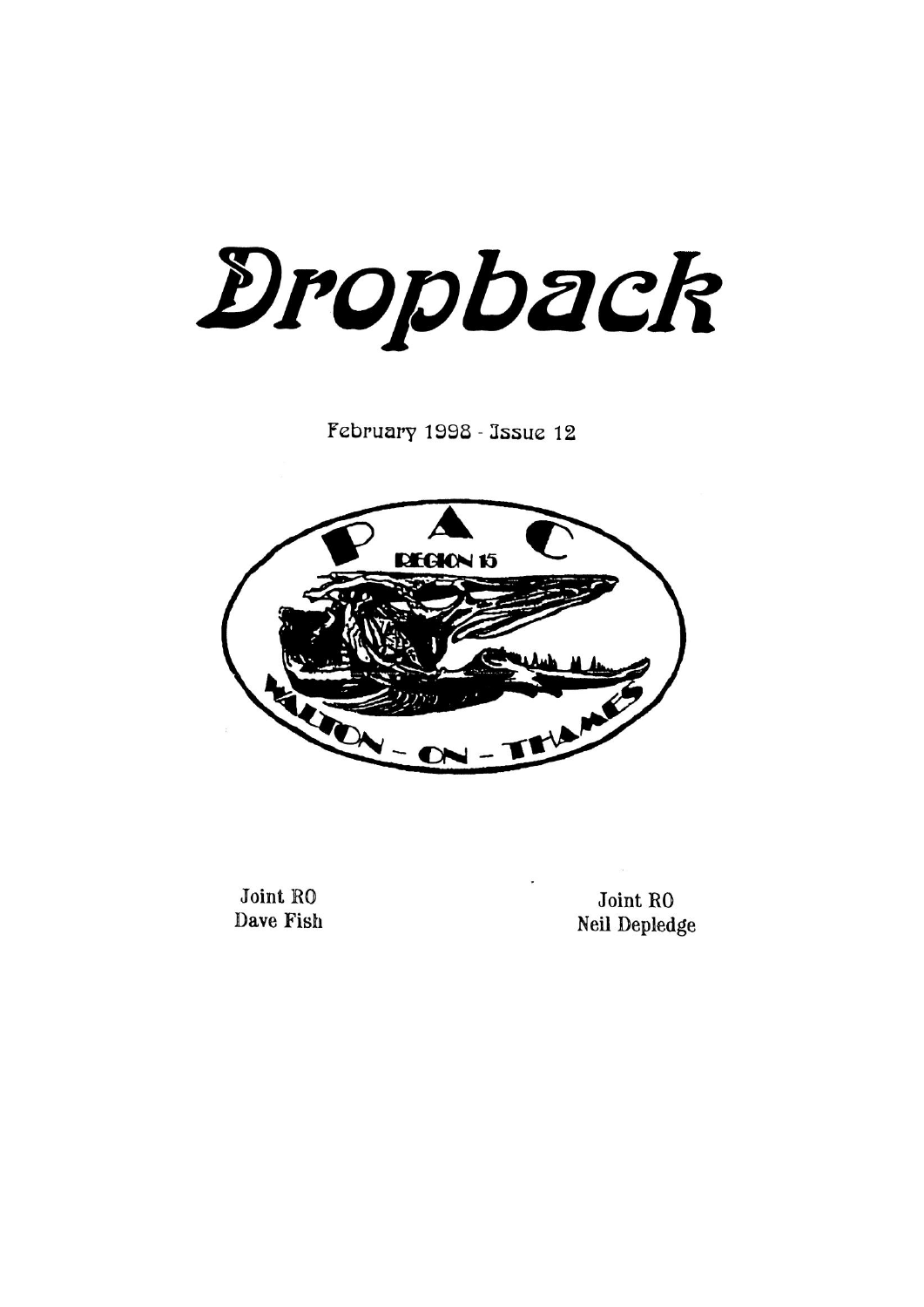# Dropback

February 1998 - Issue 12

Joint RO
Dave Fish

Joint RO
Neil Depledge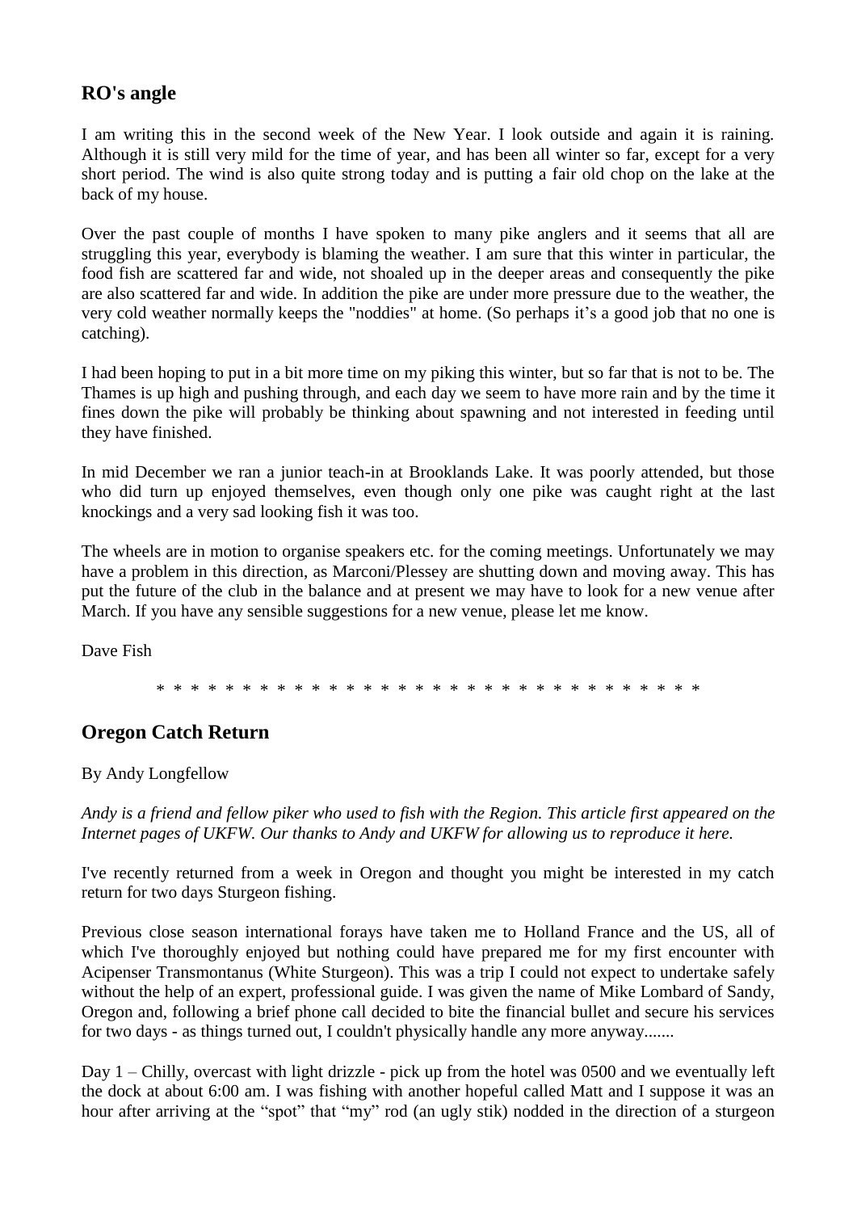## RO's angle

I am writing this in the second week of the New Year. I look outside and again it is raining. Although it is still very mild for the time of year, and has been all winter so far, except for a very short period. The wind is also quite strong today and is putting a fair old chop on the lake at the back of my house.

Over the past couple of months I have spoken to many pike anglers and it seems that all are struggling this year, everybody is blaming the weather. I am sure that this winter in particular, the food fish are scattered far and wide, not shoaled up in the deeper areas and consequently the pike are also scattered far and wide. In addition the pike are under more pressure due to the weather, the very cold weather normally keeps the "noddies" at home. (So perhaps it's a good job that no one is catching).

I had been hoping to put in a bit more time on my piking this winter, but so far that is not to be. The Thames is up high and pushing through, and each day we seem to have more rain and by the time it fines down the pike will probably be thinking about spawning and not interested in feeding until they have finished.

In mid December we ran a junior teach-in at Brooklands Lake. It was poorly attended, but those who did turn up enjoyed themselves, even though only one pike was caught right at the last knockings and a very sad looking fish it was too.

The wheels are in motion to organise speakers etc. for the coming meetings. Unfortunately we may have a problem in this direction, as Marconi/Plessey are shutting down and moving away. This has put the future of the club in the balance and at present we may have to look for a new venue after March. If you have any sensible suggestions for a new venue, please let me know.

Dave Fish

* * * * * * * * * * * * * * * * * * * * * * * * * * * * * * * * * * * *

## Oregon Catch Return

By Andy Longfellow

*Andy is a friend and fellow piker who used to fish with the Region. This article first appeared on the Internet pages of UKFW. Our thanks to Andy and UKFW for allowing us to reproduce it here.*

I've recently returned from a week in Oregon and thought you might be interested in my catch return for two days Sturgeon fishing.

Previous close season international forays have taken me to Holland France and the US, all of which I've thoroughly enjoyed but nothing could have prepared me for my first encounter with Acipenser Transmontanus (White Sturgeon). This was a trip I could not expect to undertake safely without the help of an expert, professional guide. I was given the name of Mike Lombard of Sandy, Oregon and, following a brief phone call decided to bite the financial bullet and secure his services for two days - as things turned out, I couldn't physically handle any more anyway.......

Day 1 – Chilly, overcast with light drizzle - pick up from the hotel was 0500 and we eventually left the dock at about 6:00 am. I was fishing with another hopeful called Matt and I suppose it was an hour after arriving at the "spot" that "my" rod (an ugly stik) nodded in the direction of a sturgeon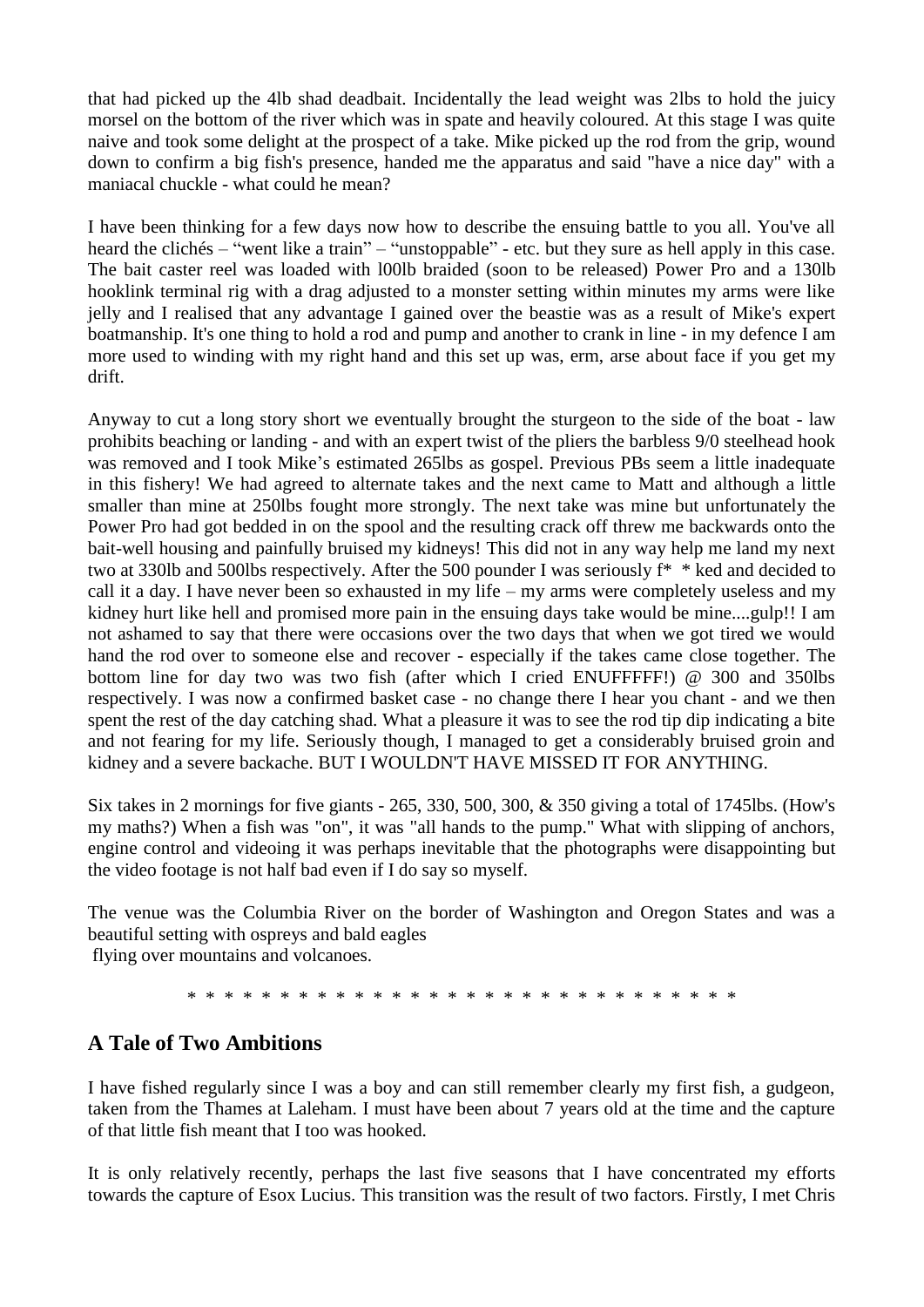that had picked up the 4lb shad deadbait. Incidentally the lead weight was 2lbs to hold the juicy morsel on the bottom of the river which was in spate and heavily coloured. At this stage I was quite naive and took some delight at the prospect of a take. Mike picked up the rod from the grip, wound down to confirm a big fish's presence, handed me the apparatus and said "have a nice day" with a maniacal chuckle - what could he mean?

I have been thinking for a few days now how to describe the ensuing battle to you all. You've all heard the clichés – "went like a train" – "unstoppable" - etc. but they sure as hell apply in this case. The bait caster reel was loaded with l00lb braided (soon to be released) Power Pro and a 130lb hooklink terminal rig with a drag adjusted to a monster setting within minutes my arms were like jelly and I realised that any advantage I gained over the beastie was as a result of Mike's expert boatmanship. It's one thing to hold a rod and pump and another to crank in line - in my defence I am more used to winding with my right hand and this set up was, erm, arse about face if you get my drift.

Anyway to cut a long story short we eventually brought the sturgeon to the side of the boat - law prohibits beaching or landing - and with an expert twist of the pliers the barbless 9/0 steelhead hook was removed and I took Mike's estimated 265lbs as gospel. Previous PBs seem a little inadequate in this fishery! We had agreed to alternate takes and the next came to Matt and although a little smaller than mine at 250lbs fought more strongly. The next take was mine but unfortunately the Power Pro had got bedded in on the spool and the resulting crack off threw me backwards onto the bait-well housing and painfully bruised my kidneys! This did not in any way help me land my next two at 330lb and 500lbs respectively. After the 500 pounder I was seriously f* * ked and decided to call it a day. I have never been so exhausted in my life – my arms were completely useless and my kidney hurt like hell and promised more pain in the ensuing days take would be mine....gulp!! I am not ashamed to say that there were occasions over the two days that when we got tired we would hand the rod over to someone else and recover - especially if the takes came close together. The bottom line for day two was two fish (after which I cried ENUFFFFF!) @ 300 and 350lbs respectively. I was now a confirmed basket case - no change there I hear you chant - and we then spent the rest of the day catching shad. What a pleasure it was to see the rod tip dip indicating a bite and not fearing for my life. Seriously though, I managed to get a considerably bruised groin and kidney and a severe backache. BUT I WOULDN'T HAVE MISSED IT FOR ANYTHING.

Six takes in 2 mornings for five giants - 265, 330, 500, 300, & 350 giving a total of 1745lbs. (How's my maths?) When a fish was "on", it was "all hands to the pump." What with slipping of anchors, engine control and videoing it was perhaps inevitable that the photographs were disappointing but the video footage is not half bad even if I do say so myself.

The venue was the Columbia River on the border of Washington and Oregon States and was a beautiful setting with ospreys and bald eagles
flying over mountains and volcanoes.

* * * * * * * * * * * * * * * * * * * * * * * * * * * * * * * * *

## A Tale of Two Ambitions

I have fished regularly since I was a boy and can still remember clearly my first fish, a gudgeon, taken from the Thames at Laleham. I must have been about 7 years old at the time and the capture of that little fish meant that I too was hooked.

It is only relatively recently, perhaps the last five seasons that I have concentrated my efforts towards the capture of Esox Lucius. This transition was the result of two factors. Firstly, I met Chris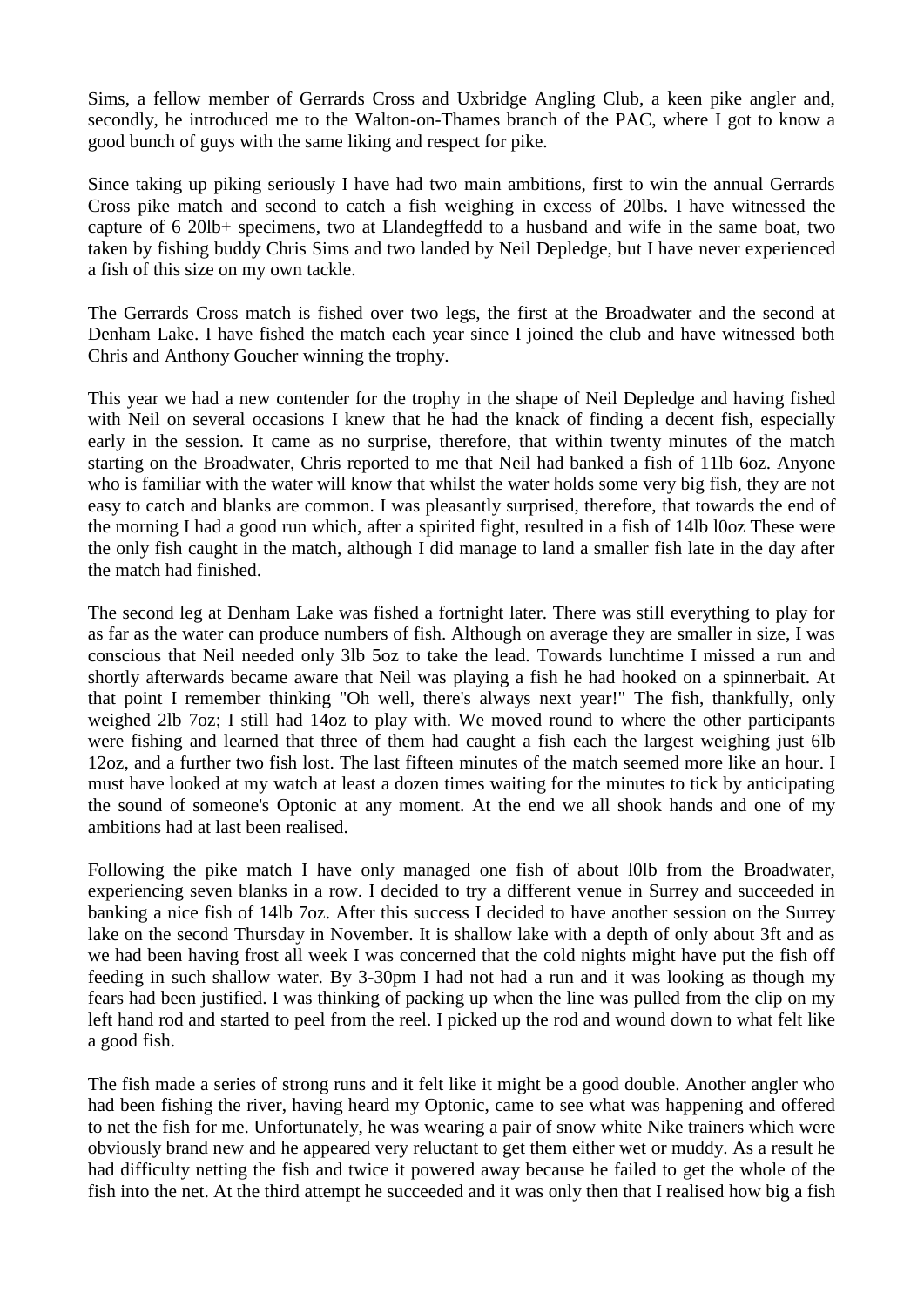Sims, a fellow member of Gerrards Cross and Uxbridge Angling Club, a keen pike angler and, secondly, he introduced me to the Walton-on-Thames branch of the PAC, where I got to know a good bunch of guys with the same liking and respect for pike.

Since taking up piking seriously I have had two main ambitions, first to win the annual Gerrards Cross pike match and second to catch a fish weighing in excess of 20lbs. I have witnessed the capture of 6 20lb+ specimens, two at Llandegffedd to a husband and wife in the same boat, two taken by fishing buddy Chris Sims and two landed by Neil Depledge, but I have never experienced a fish of this size on my own tackle.

The Gerrards Cross match is fished over two legs, the first at the Broadwater and the second at Denham Lake. I have fished the match each year since I joined the club and have witnessed both Chris and Anthony Goucher winning the trophy.

This year we had a new contender for the trophy in the shape of Neil Depledge and having fished with Neil on several occasions I knew that he had the knack of finding a decent fish, especially early in the session. It came as no surprise, therefore, that within twenty minutes of the match starting on the Broadwater, Chris reported to me that Neil had banked a fish of 11lb 6oz. Anyone who is familiar with the water will know that whilst the water holds some very big fish, they are not easy to catch and blanks are common. I was pleasantly surprised, therefore, that towards the end of the morning I had a good run which, after a spirited fight, resulted in a fish of 14lb l0oz These were the only fish caught in the match, although I did manage to land a smaller fish late in the day after the match had finished.

The second leg at Denham Lake was fished a fortnight later. There was still everything to play for as far as the water can produce numbers of fish. Although on average they are smaller in size, I was conscious that Neil needed only 3lb 5oz to take the lead. Towards lunchtime I missed a run and shortly afterwards became aware that Neil was playing a fish he had hooked on a spinnerbait. At that point I remember thinking "Oh well, there's always next year!" The fish, thankfully, only weighed 2lb 7oz; I still had 14oz to play with. We moved round to where the other participants were fishing and learned that three of them had caught a fish each the largest weighing just 6lb 12oz, and a further two fish lost. The last fifteen minutes of the match seemed more like an hour. I must have looked at my watch at least a dozen times waiting for the minutes to tick by anticipating the sound of someone's Optonic at any moment. At the end we all shook hands and one of my ambitions had at last been realised.

Following the pike match I have only managed one fish of about l0lb from the Broadwater, experiencing seven blanks in a row. I decided to try a different venue in Surrey and succeeded in banking a nice fish of 14lb 7oz. After this success I decided to have another session on the Surrey lake on the second Thursday in November. It is shallow lake with a depth of only about 3ft and as we had been having frost all week I was concerned that the cold nights might have put the fish off feeding in such shallow water. By 3-30pm I had not had a run and it was looking as though my fears had been justified. I was thinking of packing up when the line was pulled from the clip on my left hand rod and started to peel from the reel. I picked up the rod and wound down to what felt like a good fish.

The fish made a series of strong runs and it felt like it might be a good double. Another angler who had been fishing the river, having heard my Optonic, came to see what was happening and offered to net the fish for me. Unfortunately, he was wearing a pair of snow white Nike trainers which were obviously brand new and he appeared very reluctant to get them either wet or muddy. As a result he had difficulty netting the fish and twice it powered away because he failed to get the whole of the fish into the net. At the third attempt he succeeded and it was only then that I realised how big a fish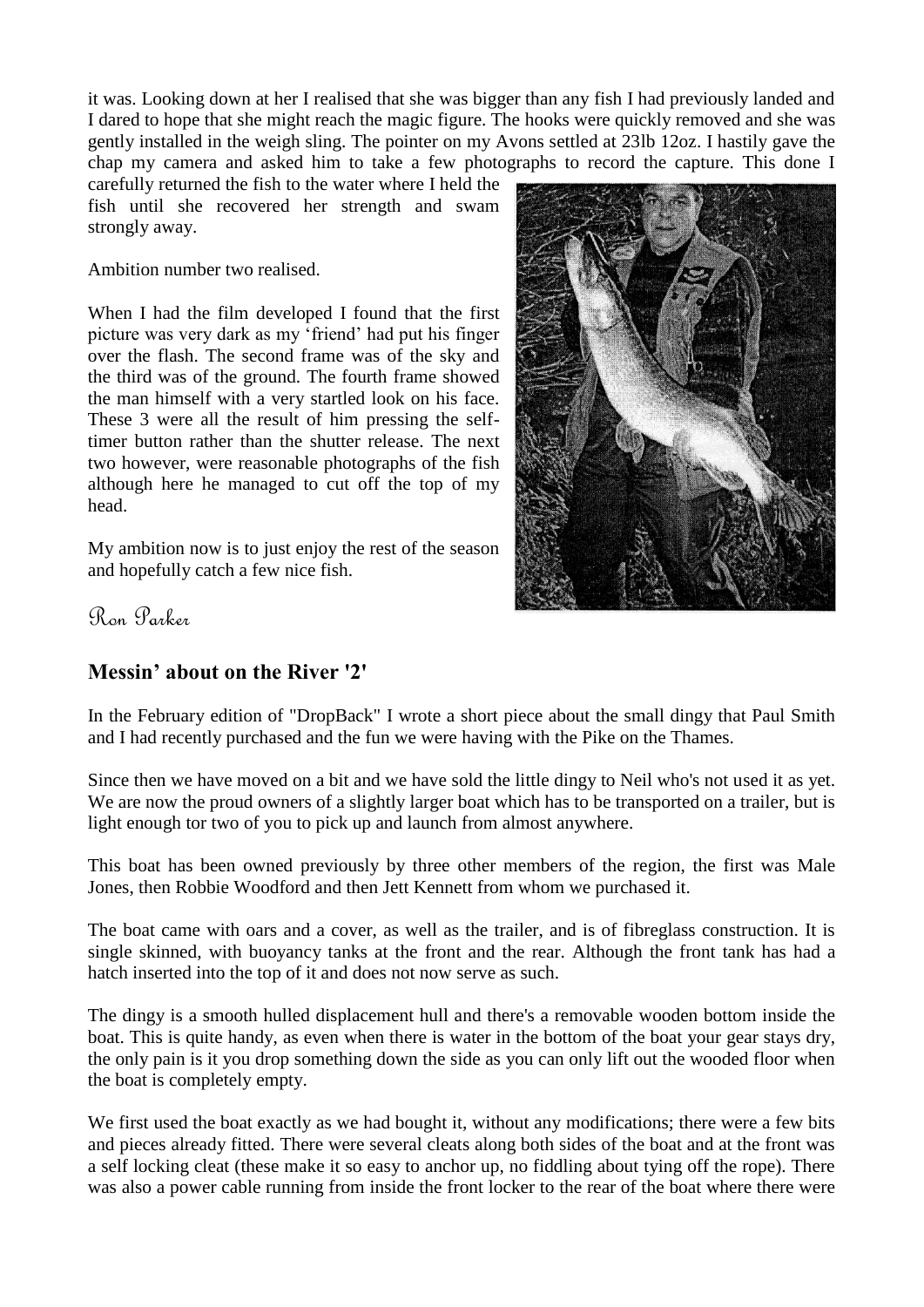it was. Looking down at her I realised that she was bigger than any fish I had previously landed and I dared to hope that she might reach the magic figure. The hooks were quickly removed and she was gently installed in the weigh sling. The pointer on my Avons settled at 23lb 12oz. I hastily gave the chap my camera and asked him to take a few photographs to record the capture. This done I carefully returned the fish to the water where I held the fish until she recovered her strength and swam strongly away.

Ambition number two realised.

When I had the film developed I found that the first picture was very dark as my 'friend' had put his finger over the flash. The second frame was of the sky and the third was of the ground. The fourth frame showed the man himself with a very startled look on his face. These 3 were all the result of him pressing the self-timer button rather than the shutter release. The next two however, were reasonable photographs of the fish although here he managed to cut off the top of my head.

My ambition now is to just enjoy the rest of the season and hopefully catch a few nice fish.

*Ron Parker*

## Messin' about on the River '2'

In the February edition of "DropBack" I wrote a short piece about the small dingy that Paul Smith and I had recently purchased and the fun we were having with the Pike on the Thames.

Since then we have moved on a bit and we have sold the little dingy to Neil who's not used it as yet. We are now the proud owners of a slightly larger boat which has to be transported on a trailer, but is light enough tor two of you to pick up and launch from almost anywhere.

This boat has been owned previously by three other members of the region, the first was Male Jones, then Robbie Woodford and then Jett Kennett from whom we purchased it.

The boat came with oars and a cover, as well as the trailer, and is of fibreglass construction. It is single skinned, with buoyancy tanks at the front and the rear. Although the front tank has had a hatch inserted into the top of it and does not now serve as such.

The dingy is a smooth hulled displacement hull and there's a removable wooden bottom inside the boat. This is quite handy, as even when there is water in the bottom of the boat your gear stays dry, the only pain is it you drop something down the side as you can only lift out the wooded floor when the boat is completely empty.

We first used the boat exactly as we had bought it, without any modifications; there were a few bits and pieces already fitted. There were several cleats along both sides of the boat and at the front was a self locking cleat (these make it so easy to anchor up, no fiddling about tying off the rope). There was also a power cable running from inside the front locker to the rear of the boat where there were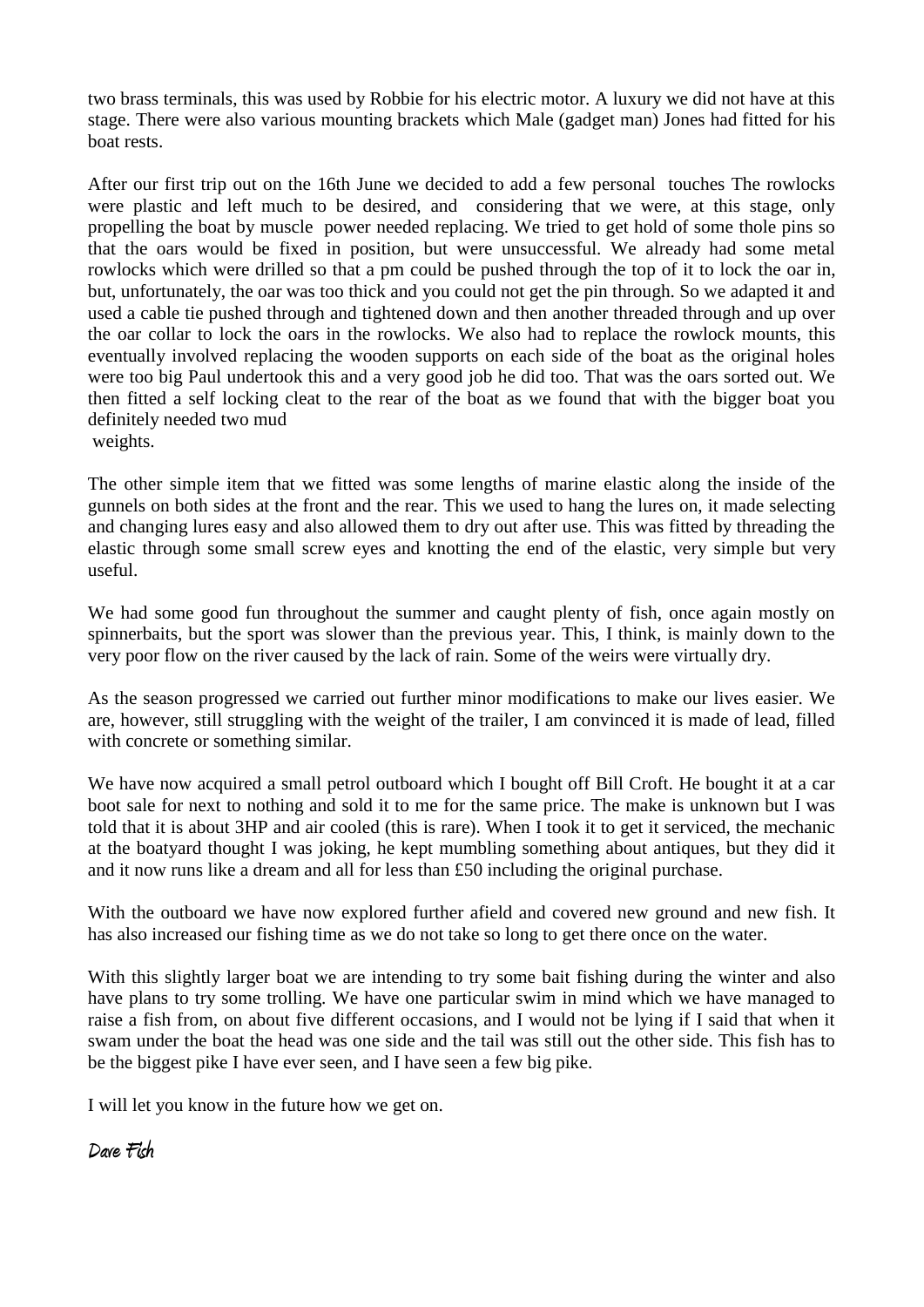two brass terminals, this was used by Robbie for his electric motor. A luxury we did not have at this stage. There were also various mounting brackets which Male (gadget man) Jones had fitted for his boat rests.

After our first trip out on the 16th June we decided to add a few personal touches The rowlocks were plastic and left much to be desired, and considering that we were, at this stage, only propelling the boat by muscle power needed replacing. We tried to get hold of some thole pins so that the oars would be fixed in position, but were unsuccessful. We already had some metal rowlocks which were drilled so that a pm could be pushed through the top of it to lock the oar in, but, unfortunately, the oar was too thick and you could not get the pin through. So we adapted it and used a cable tie pushed through and tightened down and then another threaded through and up over the oar collar to lock the oars in the rowlocks. We also had to replace the rowlock mounts, this eventually involved replacing the wooden supports on each side of the boat as the original holes were too big Paul undertook this and a very good job he did too. That was the oars sorted out. We then fitted a self locking cleat to the rear of the boat as we found that with the bigger boat you definitely needed two mud weights.

The other simple item that we fitted was some lengths of marine elastic along the inside of the gunnels on both sides at the front and the rear. This we used to hang the lures on, it made selecting and changing lures easy and also allowed them to dry out after use. This was fitted by threading the elastic through some small screw eyes and knotting the end of the elastic, very simple but very useful.

We had some good fun throughout the summer and caught plenty of fish, once again mostly on spinnerbaits, but the sport was slower than the previous year. This, I think, is mainly down to the very poor flow on the river caused by the lack of rain. Some of the weirs were virtually dry.

As the season progressed we carried out further minor modifications to make our lives easier. We are, however, still struggling with the weight of the trailer, I am convinced it is made of lead, filled with concrete or something similar.

We have now acquired a small petrol outboard which I bought off Bill Croft. He bought it at a car boot sale for next to nothing and sold it to me for the same price. The make is unknown but I was told that it is about 3HP and air cooled (this is rare). When I took it to get it serviced, the mechanic at the boatyard thought I was joking, he kept mumbling something about antiques, but they did it and it now runs like a dream and all for less than £50 including the original purchase.

With the outboard we have now explored further afield and covered new ground and new fish. It has also increased our fishing time as we do not take so long to get there once on the water.

With this slightly larger boat we are intending to try some bait fishing during the winter and also have plans to try some trolling. We have one particular swim in mind which we have managed to raise a fish from, on about five different occasions, and I would not be lying if I said that when it swam under the boat the head was one side and the tail was still out the other side. This fish has to be the biggest pike I have ever seen, and I have seen a few big pike.

I will let you know in the future how we get on.

*Dave Fish*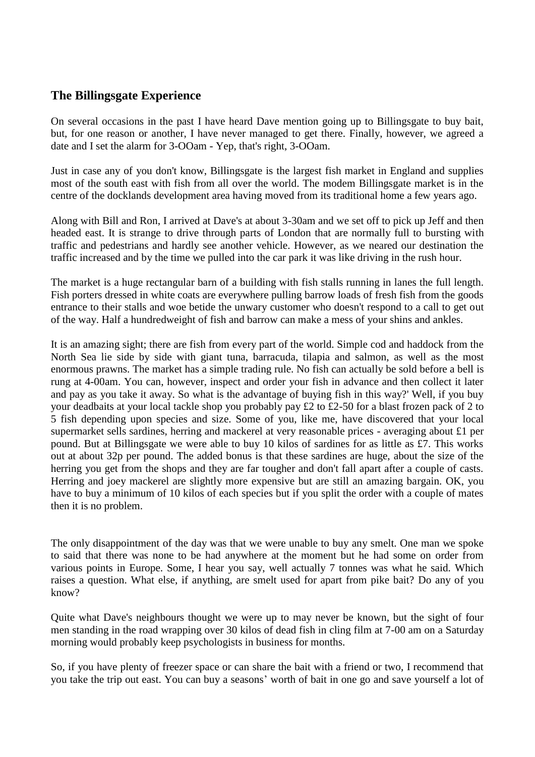## The Billingsgate Experience

On several occasions in the past I have heard Dave mention going up to Billingsgate to buy bait, but, for one reason or another, I have never managed to get there. Finally, however, we agreed a date and I set the alarm for 3-OOam - Yep, that's right, 3-OOam.

Just in case any of you don't know, Billingsgate is the largest fish market in England and supplies most of the south east with fish from all over the world. The modem Billingsgate market is in the centre of the docklands development area having moved from its traditional home a few years ago.

Along with Bill and Ron, I arrived at Dave's at about 3-30am and we set off to pick up Jeff and then headed east. It is strange to drive through parts of London that are normally full to bursting with traffic and pedestrians and hardly see another vehicle. However, as we neared our destination the traffic increased and by the time we pulled into the car park it was like driving in the rush hour.

The market is a huge rectangular barn of a building with fish stalls running in lanes the full length. Fish porters dressed in white coats are everywhere pulling barrow loads of fresh fish from the goods entrance to their stalls and woe betide the unwary customer who doesn't respond to a call to get out of the way. Half a hundredweight of fish and barrow can make a mess of your shins and ankles.

It is an amazing sight; there are fish from every part of the world. Simple cod and haddock from the North Sea lie side by side with giant tuna, barracuda, tilapia and salmon, as well as the most enormous prawns. The market has a simple trading rule. No fish can actually be sold before a bell is rung at 4-00am. You can, however, inspect and order your fish in advance and then collect it later and pay as you take it away. So what is the advantage of buying fish in this way?' Well, if you buy your deadbaits at your local tackle shop you probably pay £2 to £2-50 for a blast frozen pack of 2 to 5 fish depending upon species and size. Some of you, like me, have discovered that your local supermarket sells sardines, herring and mackerel at very reasonable prices - averaging about £1 per pound. But at Billingsgate we were able to buy 10 kilos of sardines for as little as £7. This works out at about 32p per pound. The added bonus is that these sardines are huge, about the size of the herring you get from the shops and they are far tougher and don't fall apart after a couple of casts. Herring and joey mackerel are slightly more expensive but are still an amazing bargain. OK, you have to buy a minimum of 10 kilos of each species but if you split the order with a couple of mates then it is no problem.

The only disappointment of the day was that we were unable to buy any smelt. One man we spoke to said that there was none to be had anywhere at the moment but he had some on order from various points in Europe. Some, I hear you say, well actually 7 tonnes was what he said. Which raises a question. What else, if anything, are smelt used for apart from pike bait? Do any of you know?

Quite what Dave's neighbours thought we were up to may never be known, but the sight of four men standing in the road wrapping over 30 kilos of dead fish in cling film at 7-00 am on a Saturday morning would probably keep psychologists in business for months.

So, if you have plenty of freezer space or can share the bait with a friend or two, I recommend that you take the trip out east. You can buy a seasons' worth of bait in one go and save yourself a lot of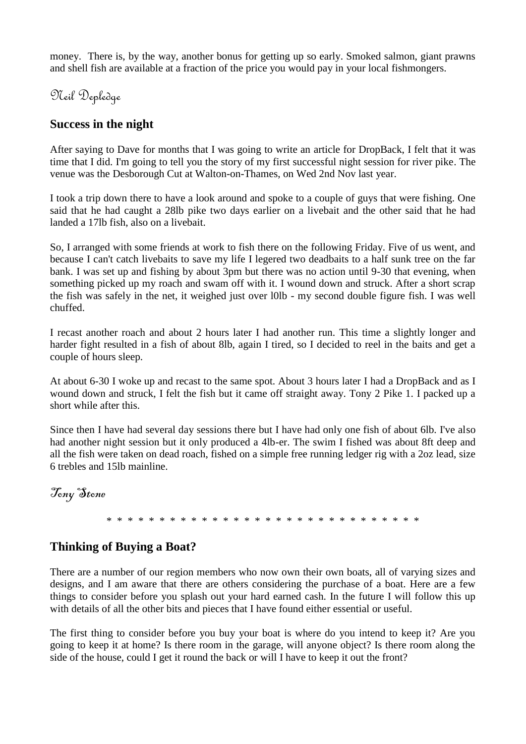money. There is, by the way, another bonus for getting up so early. Smoked salmon, giant prawns and shell fish are available at a fraction of the price you would pay in your local fishmongers.

*Neil Depledge*

## Success in the night

After saying to Dave for months that I was going to write an article for DropBack, I felt that it was time that I did. I'm going to tell you the story of my first successful night session for river pike. The venue was the Desborough Cut at Walton-on-Thames, on Wed 2nd Nov last year.

I took a trip down there to have a look around and spoke to a couple of guys that were fishing. One said that he had caught a 28lb pike two days earlier on a livebait and the other said that he had landed a 17lb fish, also on a livebait.

So, I arranged with some friends at work to fish there on the following Friday. Five of us went, and because I can't catch livebaits to save my life I legered two deadbaits to a half sunk tree on the far bank. I was set up and fishing by about 3pm but there was no action until 9-30 that evening, when something picked up my roach and swam off with it. I wound down and struck. After a short scrap the fish was safely in the net, it weighed just over l0lb - my second double figure fish. I was well chuffed.

I recast another roach and about 2 hours later I had another run. This time a slightly longer and harder fight resulted in a fish of about 8lb, again I tired, so I decided to reel in the baits and get a couple of hours sleep.

At about 6-30 I woke up and recast to the same spot. About 3 hours later I had a DropBack and as I wound down and struck, I felt the fish but it came off straight away. Tony 2 Pike 1. I packed up a short while after this.

Since then I have had several day sessions there but I have had only one fish of about 6lb. I've also had another night session but it only produced a 4lb-er. The swim I fished was about 8ft deep and all the fish were taken on dead roach, fished on a simple free running ledger rig with a 2oz lead, size 6 trebles and 15lb mainline.

*Tony Stone*

* * * * * * * * * * * * * * * * * * * * * * * * * * * * * * * * *

## Thinking of Buying a Boat?

There are a number of our region members who now own their own boats, all of varying sizes and designs, and I am aware that there are others considering the purchase of a boat. Here are a few things to consider before you splash out your hard earned cash. In the future I will follow this up with details of all the other bits and pieces that I have found either essential or useful.

The first thing to consider before you buy your boat is where do you intend to keep it? Are you going to keep it at home? Is there room in the garage, will anyone object? Is there room along the side of the house, could I get it round the back or will I have to keep it out the front?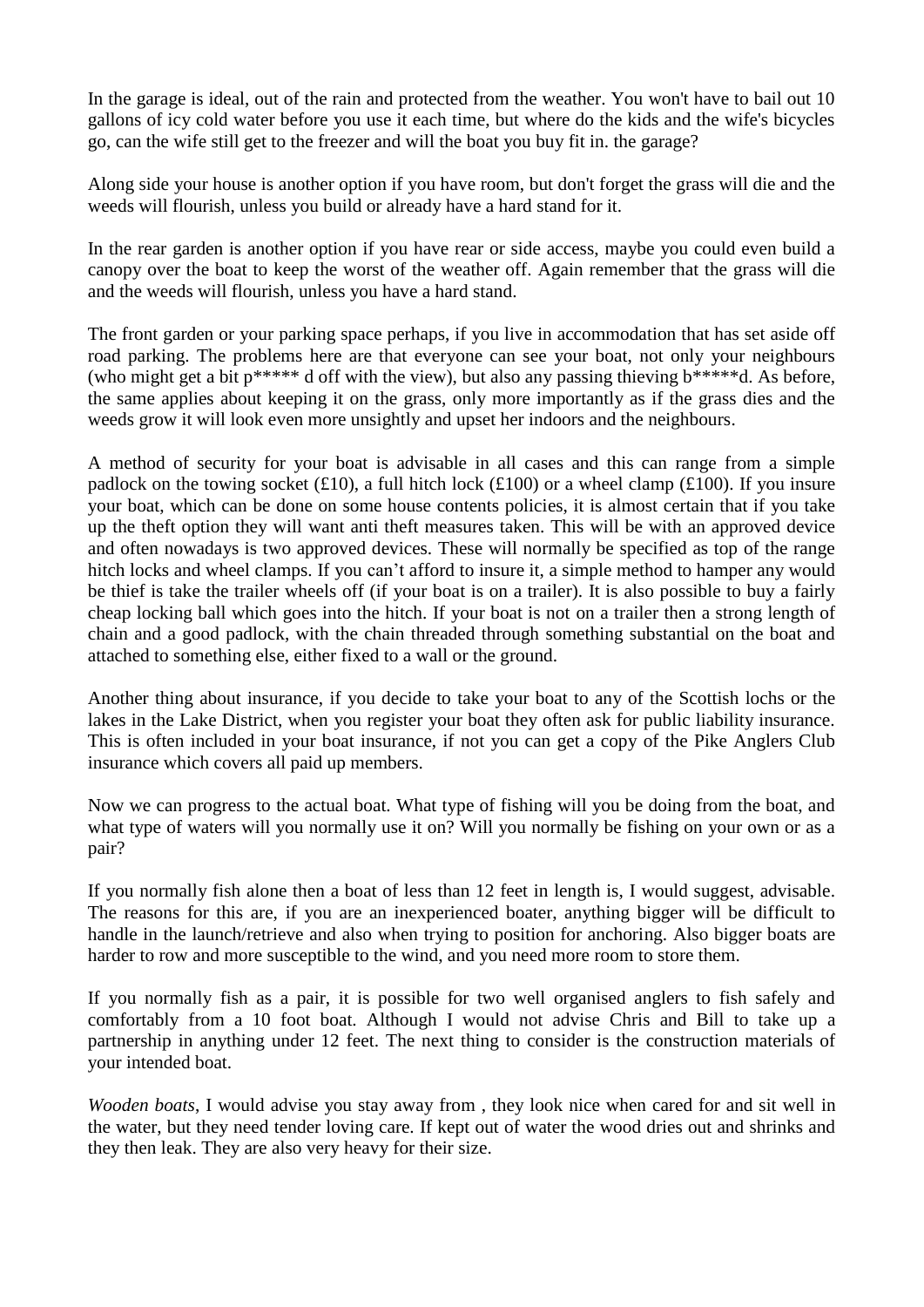In the garage is ideal, out of the rain and protected from the weather. You won't have to bail out 10 gallons of icy cold water before you use it each time, but where do the kids and the wife's bicycles go, can the wife still get to the freezer and will the boat you buy fit in. the garage?

Along side your house is another option if you have room, but don't forget the grass will die and the weeds will flourish, unless you build or already have a hard stand for it.

In the rear garden is another option if you have rear or side access, maybe you could even build a canopy over the boat to keep the worst of the weather off. Again remember that the grass will die and the weeds will flourish, unless you have a hard stand.

The front garden or your parking space perhaps, if you live in accommodation that has set aside off road parking. The problems here are that everyone can see your boat, not only your neighbours (who might get a bit p***** d off with the view), but also any passing thieving b*****d. As before, the same applies about keeping it on the grass, only more importantly as if the grass dies and the weeds grow it will look even more unsightly and upset her indoors and the neighbours.

A method of security for your boat is advisable in all cases and this can range from a simple padlock on the towing socket (£10), a full hitch lock (£100) or a wheel clamp (£100). If you insure your boat, which can be done on some house contents policies, it is almost certain that if you take up the theft option they will want anti theft measures taken. This will be with an approved device and often nowadays is two approved devices. These will normally be specified as top of the range hitch locks and wheel clamps. If you can't afford to insure it, a simple method to hamper any would be thief is take the trailer wheels off (if your boat is on a trailer). It is also possible to buy a fairly cheap locking ball which goes into the hitch. If your boat is not on a trailer then a strong length of chain and a good padlock, with the chain threaded through something substantial on the boat and attached to something else, either fixed to a wall or the ground.

Another thing about insurance, if you decide to take your boat to any of the Scottish lochs or the lakes in the Lake District, when you register your boat they often ask for public liability insurance. This is often included in your boat insurance, if not you can get a copy of the Pike Anglers Club insurance which covers all paid up members.

Now we can progress to the actual boat. What type of fishing will you be doing from the boat, and what type of waters will you normally use it on? Will you normally be fishing on your own or as a pair?

If you normally fish alone then a boat of less than 12 feet in length is, I would suggest, advisable. The reasons for this are, if you are an inexperienced boater, anything bigger will be difficult to handle in the launch/retrieve and also when trying to position for anchoring. Also bigger boats are harder to row and more susceptible to the wind, and you need more room to store them.

If you normally fish as a pair, it is possible for two well organised anglers to fish safely and comfortably from a 10 foot boat. Although I would not advise Chris and Bill to take up a partnership in anything under 12 feet. The next thing to consider is the construction materials of your intended boat.

*Wooden boats*, I would advise you stay away from , they look nice when cared for and sit well in the water, but they need tender loving care. If kept out of water the wood dries out and shrinks and they then leak. They are also very heavy for their size.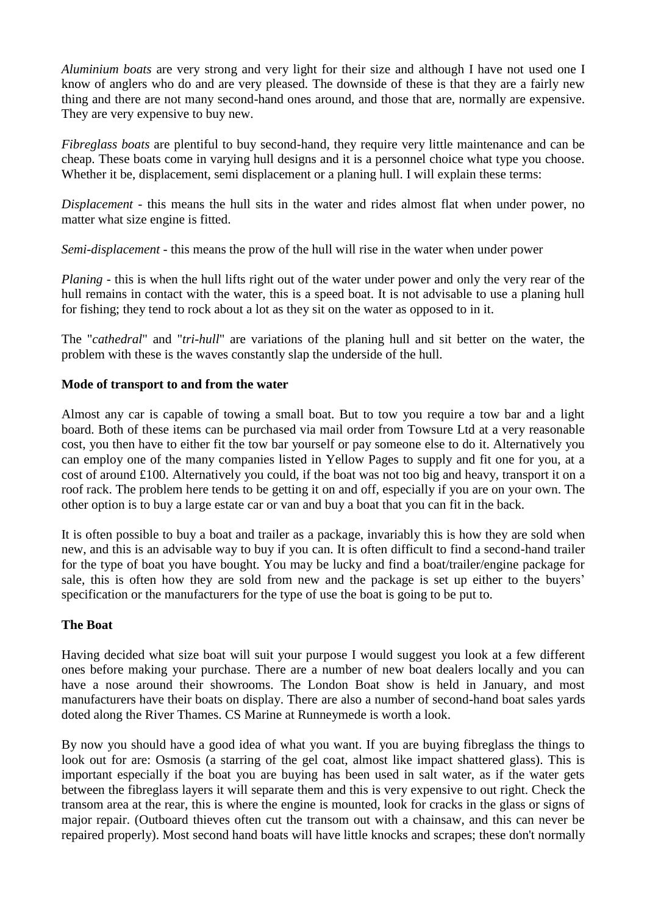*Aluminium boats* are very strong and very light for their size and although I have not used one I know of anglers who do and are very pleased. The downside of these is that they are a fairly new thing and there are not many second-hand ones around, and those that are, normally are expensive. They are very expensive to buy new.

*Fibreglass boats* are plentiful to buy second-hand, they require very little maintenance and can be cheap. These boats come in varying hull designs and it is a personnel choice what type you choose. Whether it be, displacement, semi displacement or a planing hull. I will explain these terms:

*Displacement* - this means the hull sits in the water and rides almost flat when under power, no matter what size engine is fitted.

*Semi-displacement* - this means the prow of the hull will rise in the water when under power

*Planing* - this is when the hull lifts right out of the water under power and only the very rear of the hull remains in contact with the water, this is a speed boat. It is not advisable to use a planing hull for fishing; they tend to rock about a lot as they sit on the water as opposed to in it.

The "*cathedral*" and "*tri-hull*" are variations of the planing hull and sit better on the water, the problem with these is the waves constantly slap the underside of the hull.

**Mode of transport to and from the water**

Almost any car is capable of towing a small boat. But to tow you require a tow bar and a light board. Both of these items can be purchased via mail order from Towsure Ltd at a very reasonable cost, you then have to either fit the tow bar yourself or pay someone else to do it. Alternatively you can employ one of the many companies listed in Yellow Pages to supply and fit one for you, at a cost of around £100. Alternatively you could, if the boat was not too big and heavy, transport it on a roof rack. The problem here tends to be getting it on and off, especially if you are on your own. The other option is to buy a large estate car or van and buy a boat that you can fit in the back.

It is often possible to buy a boat and trailer as a package, invariably this is how they are sold when new, and this is an advisable way to buy if you can. It is often difficult to find a second-hand trailer for the type of boat you have bought. You may be lucky and find a boat/trailer/engine package for sale, this is often how they are sold from new and the package is set up either to the buyers' specification or the manufacturers for the type of use the boat is going to be put to.

**The Boat**

Having decided what size boat will suit your purpose I would suggest you look at a few different ones before making your purchase. There are a number of new boat dealers locally and you can have a nose around their showrooms. The London Boat show is held in January, and most manufacturers have their boats on display. There are also a number of second-hand boat sales yards doted along the River Thames. CS Marine at Runneymede is worth a look.

By now you should have a good idea of what you want. If you are buying fibreglass the things to look out for are: Osmosis (a starring of the gel coat, almost like impact shattered glass). This is important especially if the boat you are buying has been used in salt water, as if the water gets between the fibreglass layers it will separate them and this is very expensive to out right. Check the transom area at the rear, this is where the engine is mounted, look for cracks in the glass or signs of major repair. (Outboard thieves often cut the transom out with a chainsaw, and this can never be repaired properly). Most second hand boats will have little knocks and scrapes; these don't normally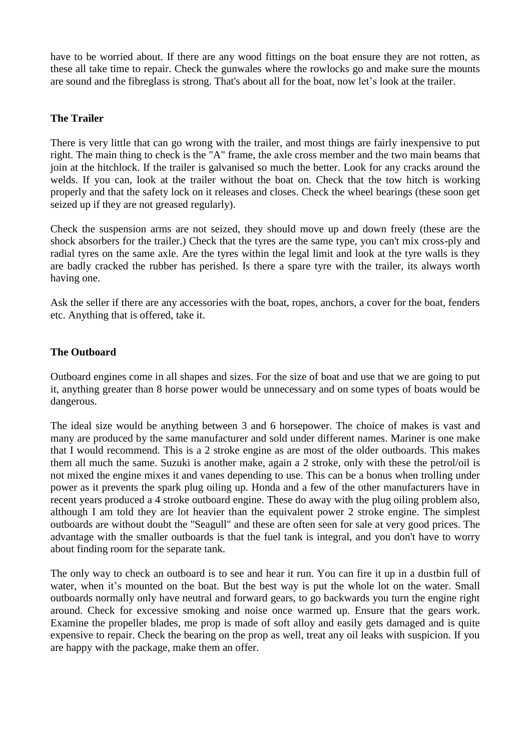have to be worried about. If there are any wood fittings on the boat ensure they are not rotten, as these all take time to repair. Check the gunwales where the rowlocks go and make sure the mounts are sound and the fibreglass is strong. That's about all for the boat, now let's look at the trailer.

**The Trailer**

There is very little that can go wrong with the trailer, and most things are fairly inexpensive to put right. The main thing to check is the "A" frame, the axle cross member and the two main beams that join at the hitchlock. If the trailer is galvanised so much the better. Look for any cracks around the welds. If you can, look at the trailer without the boat on. Check that the tow hitch is working properly and that the safety lock on it releases and closes. Check the wheel bearings (these soon get seized up if they are not greased regularly).

Check the suspension arms are not seized, they should move up and down freely (these are the shock absorbers for the trailer.) Check that the tyres are the same type, you can't mix cross-ply and radial tyres on the same axle. Are the tyres within the legal limit and look at the tyre walls is they are badly cracked the rubber has perished. Is there a spare tyre with the trailer, its always worth having one.

Ask the seller if there are any accessories with the boat, ropes, anchors, a cover for the boat, fenders etc. Anything that is offered, take it.

**The Outboard**

Outboard engines come in all shapes and sizes. For the size of boat and use that we are going to put it, anything greater than 8 horse power would be unnecessary and on some types of boats would be dangerous.

The ideal size would be anything between 3 and 6 horsepower. The choice of makes is vast and many are produced by the same manufacturer and sold under different names. Mariner is one make that I would recommend. This is a 2 stroke engine as are most of the older outboards. This makes them all much the same. Suzuki is another make, again a 2 stroke, only with these the petrol/oil is not mixed the engine mixes it and vanes depending to use. This can be a bonus when trolling under power as it prevents the spark plug oiling up. Honda and a few of the other manufacturers have in recent years produced a 4 stroke outboard engine. These do away with the plug oiling problem also, although I am told they are lot heavier than the equivalent power 2 stroke engine. The simplest outboards are without doubt the "Seagull" and these are often seen for sale at very good prices. The advantage with the smaller outboards is that the fuel tank is integral, and you don't have to worry about finding room for the separate tank.

The only way to check an outboard is to see and hear it run. You can fire it up in a dustbin full of water, when it's mounted on the boat. But the best way is put the whole lot on the water. Small outboards normally only have neutral and forward gears, to go backwards you turn the engine right around. Check for excessive smoking and noise once warmed up. Ensure that the gears work. Examine the propeller blades, me prop is made of soft alloy and easily gets damaged and is quite expensive to repair. Check the bearing on the prop as well, treat any oil leaks with suspicion. If you are happy with the package, make them an offer.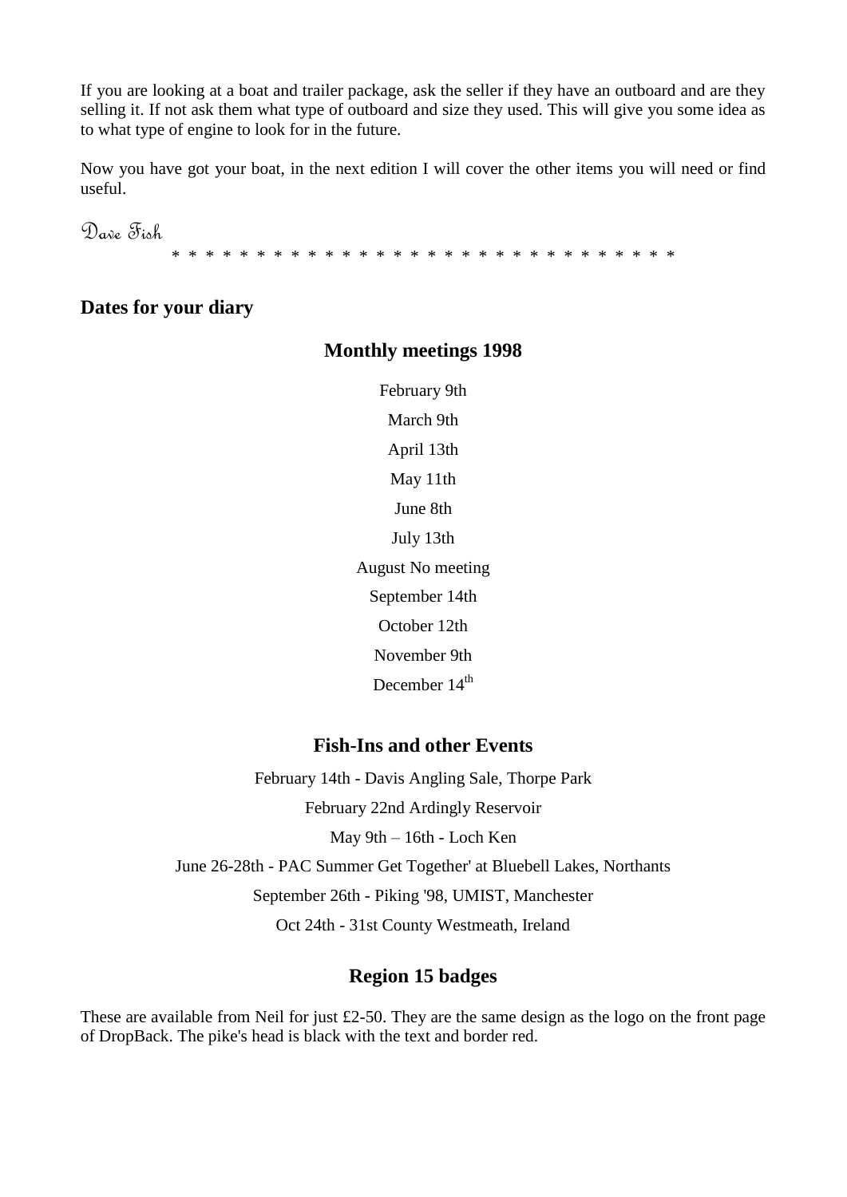If you are looking at a boat and trailer package, ask the seller if they have an outboard and are they selling it. If not ask them what type of outboard and size they used. This will give you some idea as to what type of engine to look for in the future.

Now you have got your boat, in the next edition I will cover the other items you will need or find useful.

Dave Fish

* * * * * * * * * * * * * * * * * * * * * * * * * * * * * * * *

## Dates for your diary

### Monthly meetings 1998

February 9th

March 9th

April 13th

May 11th

June 8th

July 13th

August No meeting

September 14th

October 12th

November 9th

December 14th

### Fish-Ins and other Events

February 14th - Davis Angling Sale, Thorpe Park

February 22nd Ardingly Reservoir

May 9th – 16th - Loch Ken

June 26-28th - PAC Summer Get Together' at Bluebell Lakes, Northants

September 26th - Piking '98, UMIST, Manchester

Oct 24th - 31st County Westmeath, Ireland

### Region 15 badges

These are available from Neil for just £2-50. They are the same design as the logo on the front page of DropBack. The pike's head is black with the text and border red.